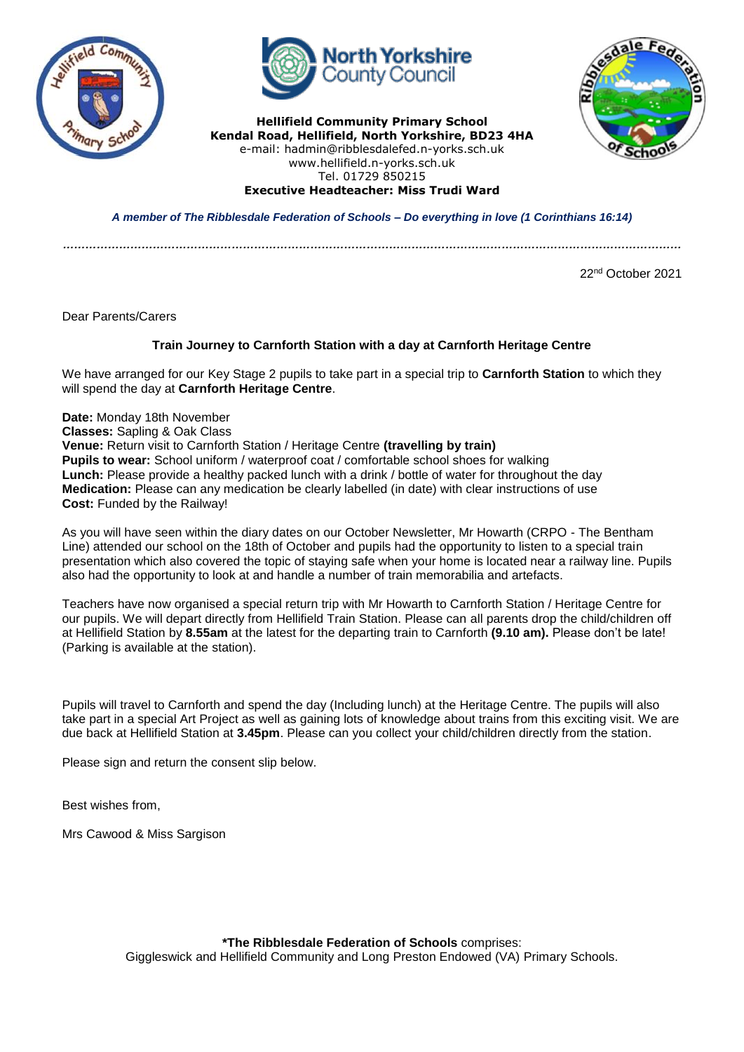**Hellifield Community Primary School**
**Kendal Road, Hellifield, North Yorkshire, BD23 4HA**
e-mail: hadmin@ribblesdalefed.n-yorks.sch.uk
www.hellifield.n-yorks.sch.uk
Tel. 01729 850215
**Executive Headteacher: Miss Trudi Ward**

***A member of The Ribblesdale Federation of Schools – Do everything in love (1 Corinthians 16:14)***

22nd October 2021

Dear Parents/Carers

**Train Journey to Carnforth Station with a day at Carnforth Heritage Centre**

We have arranged for our Key Stage 2 pupils to take part in a special trip to **Carnforth Station** to which they will spend the day at **Carnforth Heritage Centre**.

**Date:** Monday 18th November
**Classes:** Sapling & Oak Class
**Venue:** Return visit to Carnforth Station / Heritage Centre **(travelling by train)**
**Pupils to wear:** School uniform / waterproof coat / comfortable school shoes for walking
**Lunch:** Please provide a healthy packed lunch with a drink / bottle of water for throughout the day
**Medication:** Please can any medication be clearly labelled (in date) with clear instructions of use
**Cost:** Funded by the Railway!

As you will have seen within the diary dates on our October Newsletter, Mr Howarth (CRPO - The Bentham Line) attended our school on the 18th of October and pupils had the opportunity to listen to a special train presentation which also covered the topic of staying safe when your home is located near a railway line. Pupils also had the opportunity to look at and handle a number of train memorabilia and artefacts.

Teachers have now organised a special return trip with Mr Howarth to Carnforth Station / Heritage Centre for our pupils. We will depart directly from Hellifield Train Station. Please can all parents drop the child/children off at Hellifield Station by **8.55am** at the latest for the departing train to Carnforth **(9.10 am).** Please don't be late! (Parking is available at the station).

Pupils will travel to Carnforth and spend the day (Including lunch) at the Heritage Centre. The pupils will also take part in a special Art Project as well as gaining lots of knowledge about trains from this exciting visit. We are due back at Hellifield Station at **3.45pm**. Please can you collect your child/children directly from the station.

Please sign and return the consent slip below.

Best wishes from,

Mrs Cawood & Miss Sargison

**\*The Ribblesdale Federation of Schools** comprises:
Giggleswick and Hellifield Community and Long Preston Endowed (VA) Primary Schools.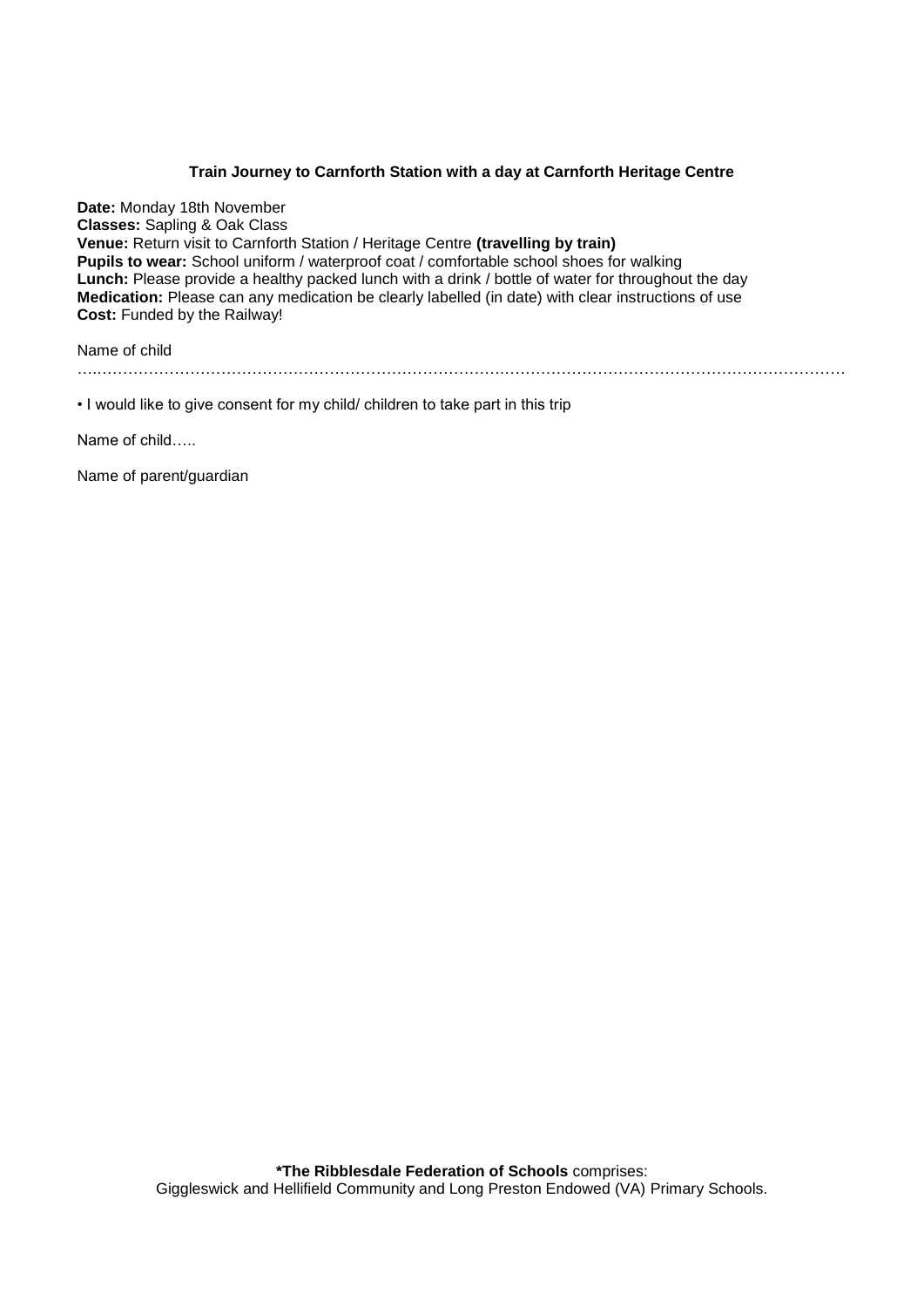**Train Journey to Carnforth Station with a day at Carnforth Heritage Centre**

**Date:** Monday 18th November
**Classes:** Sapling & Oak Class
**Venue:** Return visit to Carnforth Station / Heritage Centre **(travelling by train)**
**Pupils to wear:** School uniform / waterproof coat / comfortable school shoes for walking
**Lunch:** Please provide a healthy packed lunch with a drink / bottle of water for throughout the day
**Medication:** Please can any medication be clearly labelled (in date) with clear instructions of use
**Cost:** Funded by the Railway!

Name of child

……………………………………………………………………………………………………………………………………

• I would like to give consent for my child/ children to take part in this trip

Name of child…..

Name of parent/guardian

***The Ribblesdale Federation of Schools** comprises:
Giggleswick and Hellifield Community and Long Preston Endowed (VA) Primary Schools.